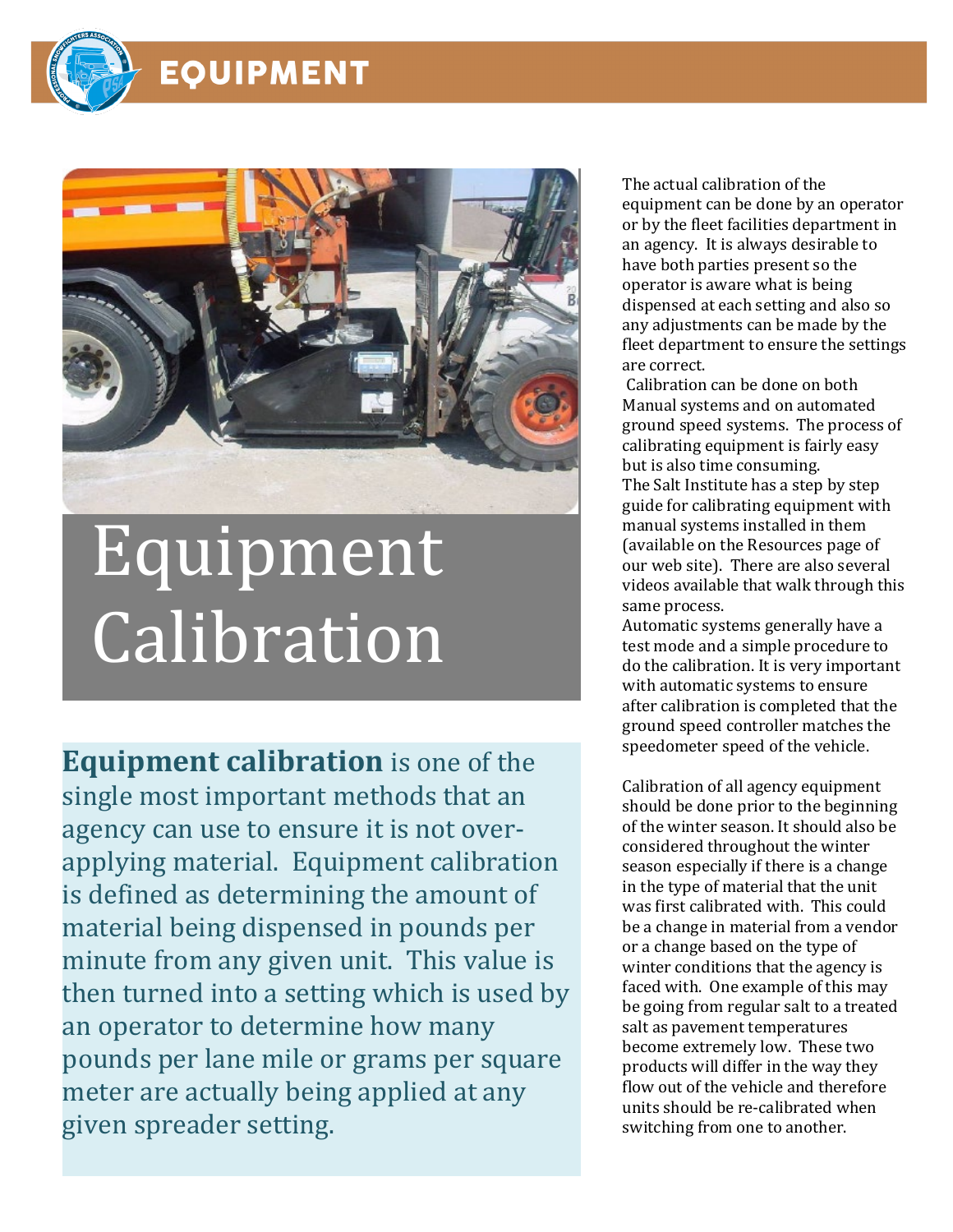# EQUIPMENT

# Equipment Calibration

**Equipment calibration** is one of the single most important methods that an agency can use to ensure it is not over-applying material. Equipment calibration is defined as determining the amount of material being dispensed in pounds per minute from any given unit. This value is then turned into a setting which is used by an operator to determine how many pounds per lane mile or grams per square meter are actually being applied at any given spreader setting.

The actual calibration of the equipment can be done by an operator or by the fleet facilities department in an agency. It is always desirable to have both parties present so the operator is aware what is being dispensed at each setting and also so any adjustments can be made by the fleet department to ensure the settings are correct.

Calibration can be done on both Manual systems and on automated ground speed systems. The process of calibrating equipment is fairly easy but is also time consuming.

The Salt Institute has a step by step guide for calibrating equipment with manual systems installed in them (available on the Resources page of our web site). There are also several videos available that walk through this same process.

Automatic systems generally have a test mode and a simple procedure to do the calibration. It is very important with automatic systems to ensure after calibration is completed that the ground speed controller matches the speedometer speed of the vehicle.

Calibration of all agency equipment should be done prior to the beginning of the winter season. It should also be considered throughout the winter season especially if there is a change in the type of material that the unit was first calibrated with. This could be a change in material from a vendor or a change based on the type of winter conditions that the agency is faced with. One example of this may be going from regular salt to a treated salt as pavement temperatures become extremely low. These two products will differ in the way they flow out of the vehicle and therefore units should be re-calibrated when switching from one to another.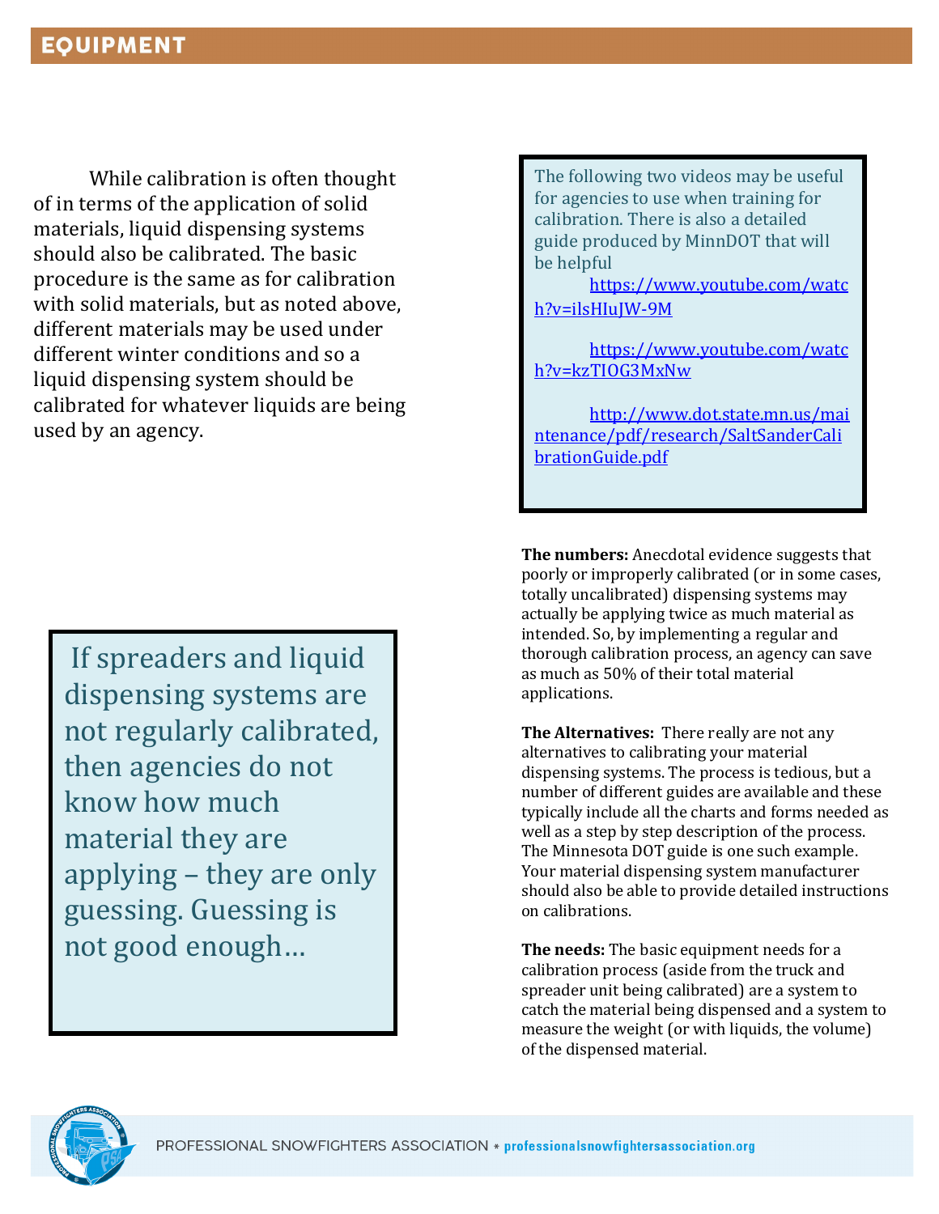## EQUIPMENT

While calibration is often thought of in terms of the application of solid materials, liquid dispensing systems should also be calibrated. The basic procedure is the same as for calibration with solid materials, but as noted above, different materials may be used under different winter conditions and so a liquid dispensing system should be calibrated for whatever liquids are being used by an agency.

The following two videos may be useful for agencies to use when training for calibration. There is also a detailed guide produced by MinnDOT that will be helpful

https://www.youtube.com/watch?v=ilsHIuJW-9M

https://www.youtube.com/watch?v=kzTIOG3MxNw

http://www.dot.state.mn.us/maintenance/pdf/research/SaltSanderCalibrationGuide.pdf

If spreaders and liquid dispensing systems are not regularly calibrated, then agencies do not know how much material they are applying – they are only guessing. Guessing is not good enough…

**The numbers:** Anecdotal evidence suggests that poorly or improperly calibrated (or in some cases, totally uncalibrated) dispensing systems may actually be applying twice as much material as intended. So, by implementing a regular and thorough calibration process, an agency can save as much as 50% of their total material applications.

**The Alternatives:** There really are not any alternatives to calibrating your material dispensing systems. The process is tedious, but a number of different guides are available and these typically include all the charts and forms needed as well as a step by step description of the process. The Minnesota DOT guide is one such example. Your material dispensing system manufacturer should also be able to provide detailed instructions on calibrations.

**The needs:** The basic equipment needs for a calibration process (aside from the truck and spreader unit being calibrated) are a system to catch the material being dispensed and a system to measure the weight (or with liquids, the volume) of the dispensed material.